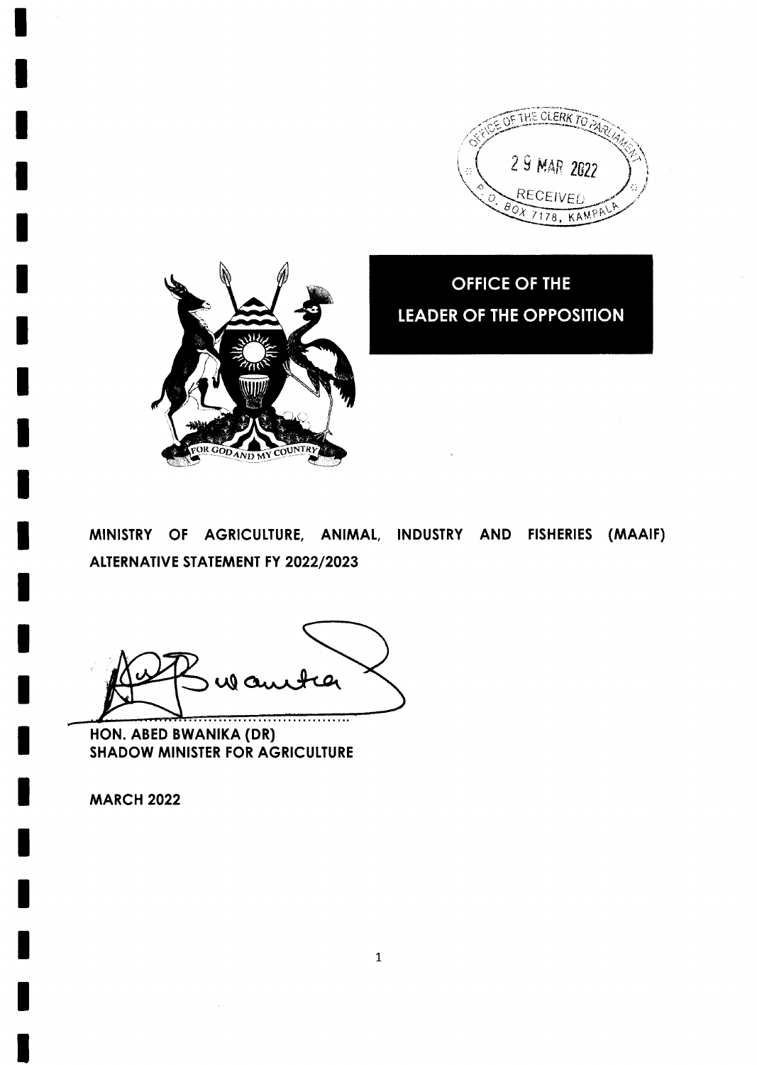OFFICE OF THE CLERK TO PARLIAMENT
29 MAR 2022
RECEIVED
P.O. BOX 7178, KAMPALA

# OFFICE OF THE LEADER OF THE OPPOSITION

FOR GOD AND MY COUNTRY

**MINISTRY OF AGRICULTURE, ANIMAL, INDUSTRY AND FISHERIES (MAAIF) ALTERNATIVE STATEMENT FY 2022/2023**

**HON. ABED BWANIKA (DR)**
**SHADOW MINISTER FOR AGRICULTURE**

**MARCH 2022**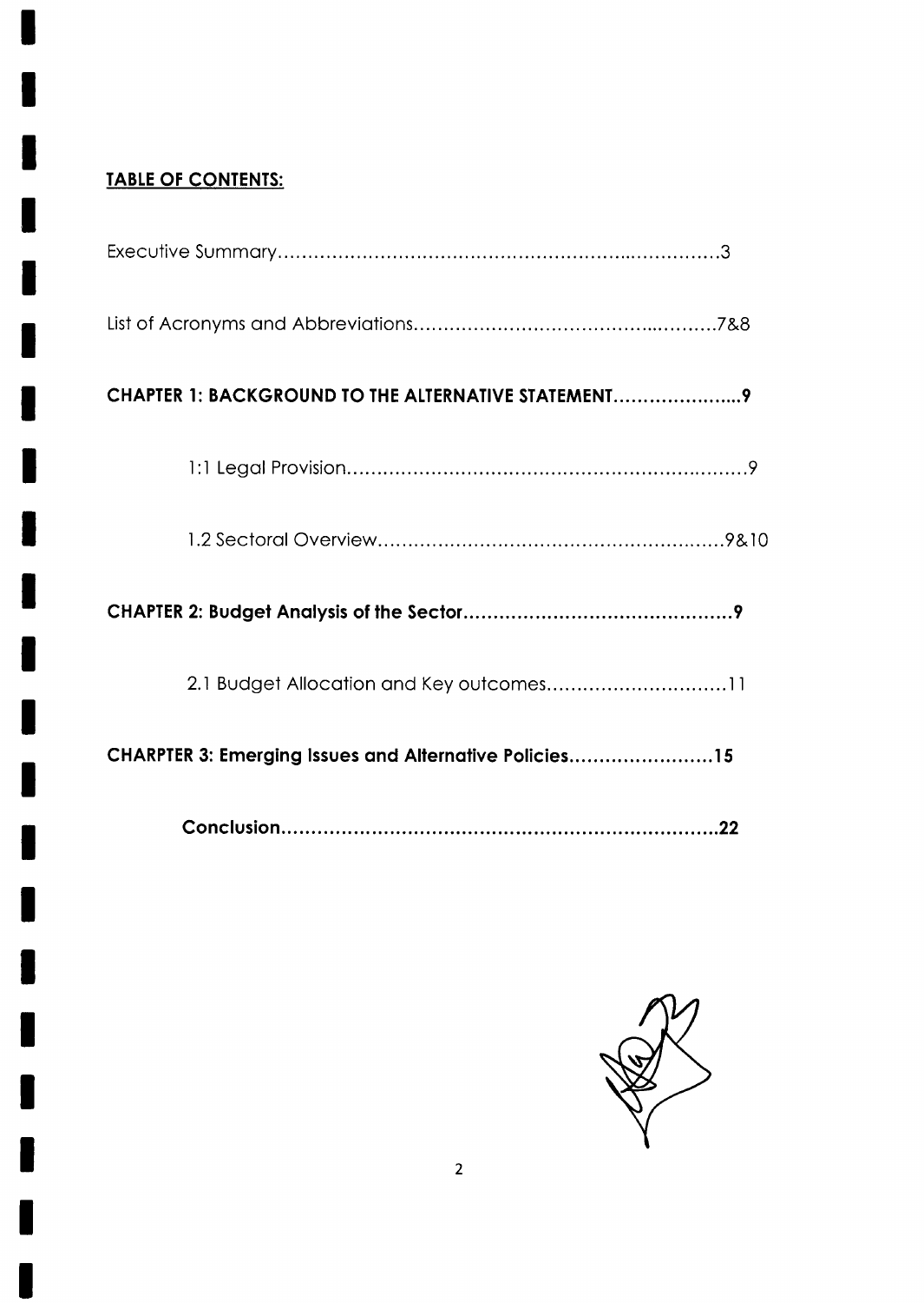**TABLE OF CONTENTS:**

Executive Summary.....................................................................3

List of Acronyms and Abbreviations...............................................7&8

**CHAPTER 1: BACKGROUND TO THE ALTERNATIVE STATEMENT......................9**

1:1 Legal Provision.......................................................................9

1.2 Sectoral Overview..................................................................9&10

**CHAPTER 2: Budget Analysis of the Sector............................................9**

2.1 Budget Allocation and Key outcomes...............................11

**CHARPTER 3: Emerging Issues and Alternative Policies........................15**

**Conclusion.......................................................................22**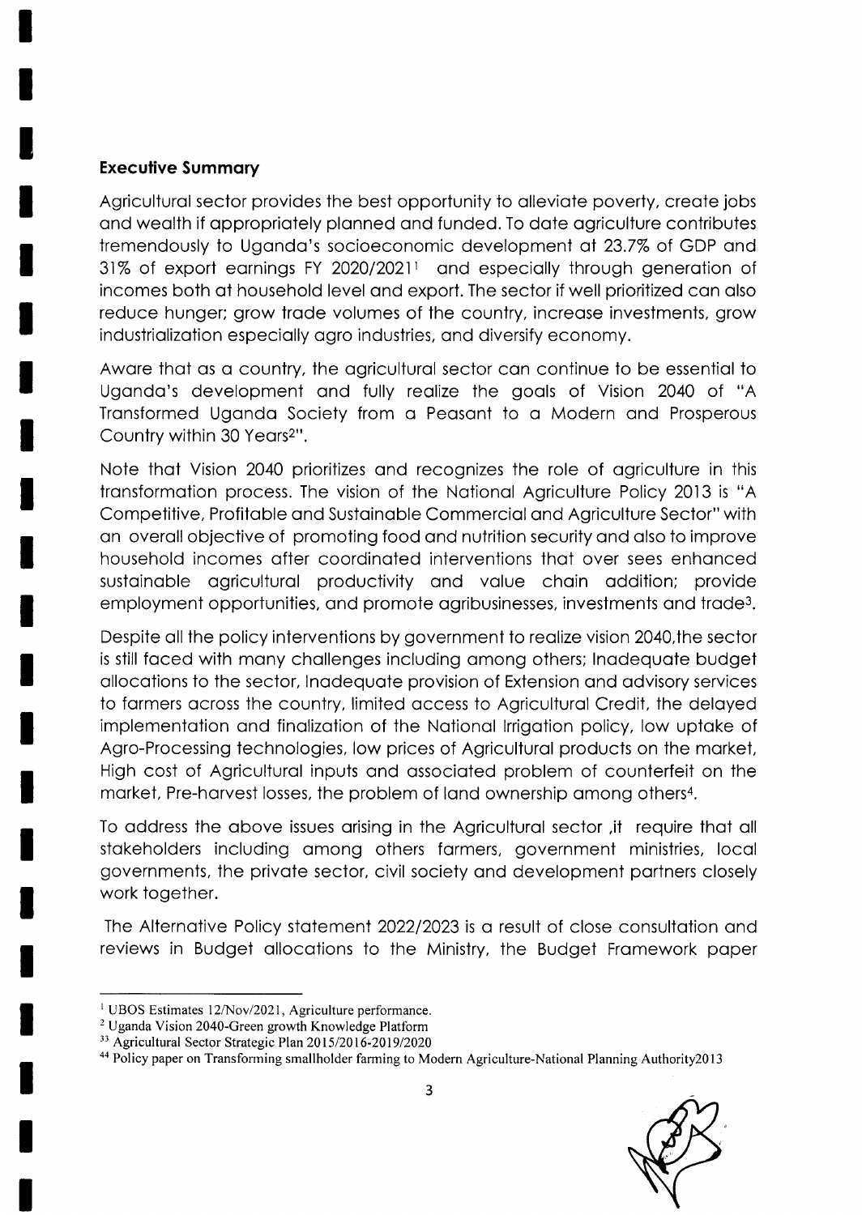## Executive Summary

Agricultural sector provides the best opportunity to alleviate poverty, create jobs and wealth if appropriately planned and funded. To date agriculture contributes tremendously to Uganda's socioeconomic development at 23.7% of GDP and 31% of export earnings FY 2020/2021[1] and especially through generation of incomes both at household level and export. The sector if well prioritized can also reduce hunger; grow trade volumes of the country, increase investments, grow industrialization especially agro industries, and diversify economy.

Aware that as a country, the agricultural sector can continue to be essential to Uganda's development and fully realize the goals of Vision 2040 of "A Transformed Uganda Society from a Peasant to a Modern and Prosperous Country within 30 Years[2]".

Note that Vision 2040 prioritizes and recognizes the role of agriculture in this transformation process. The vision of the National Agriculture Policy 2013 is "A Competitive, Profitable and Sustainable Commercial and Agriculture Sector" with an overall objective of promoting food and nutrition security and also to improve household incomes after coordinated interventions that over sees enhanced sustainable agricultural productivity and value chain addition; provide employment opportunities, and promote agribusinesses, investments and trade[3].

Despite all the policy interventions by government to realize vision 2040,the sector is still faced with many challenges including among others; Inadequate budget allocations to the sector, Inadequate provision of Extension and advisory services to farmers across the country, limited access to Agricultural Credit, the delayed implementation and finalization of the National Irrigation policy, low uptake of Agro-Processing technologies, low prices of Agricultural products on the market, High cost of Agricultural inputs and associated problem of counterfeit on the market, Pre-harvest losses, the problem of land ownership among others[4].

To address the above issues arising in the Agricultural sector ,it require that all stakeholders including among others farmers, government ministries, local governments, the private sector, civil society and development partners closely work together.

The Alternative Policy statement 2022/2023 is a result of close consultation and reviews in Budget allocations to the Ministry, the Budget Framework paper

---

[1] UBOS Estimates 12/Nov/2021, Agriculture performance.

[2] Uganda Vision 2040-Green growth Knowledge Platform

[33] Agricultural Sector Strategic Plan 2015/2016-2019/2020

[44] Policy paper on Transforming smallholder farming to Modern Agriculture-National Planning Authority2013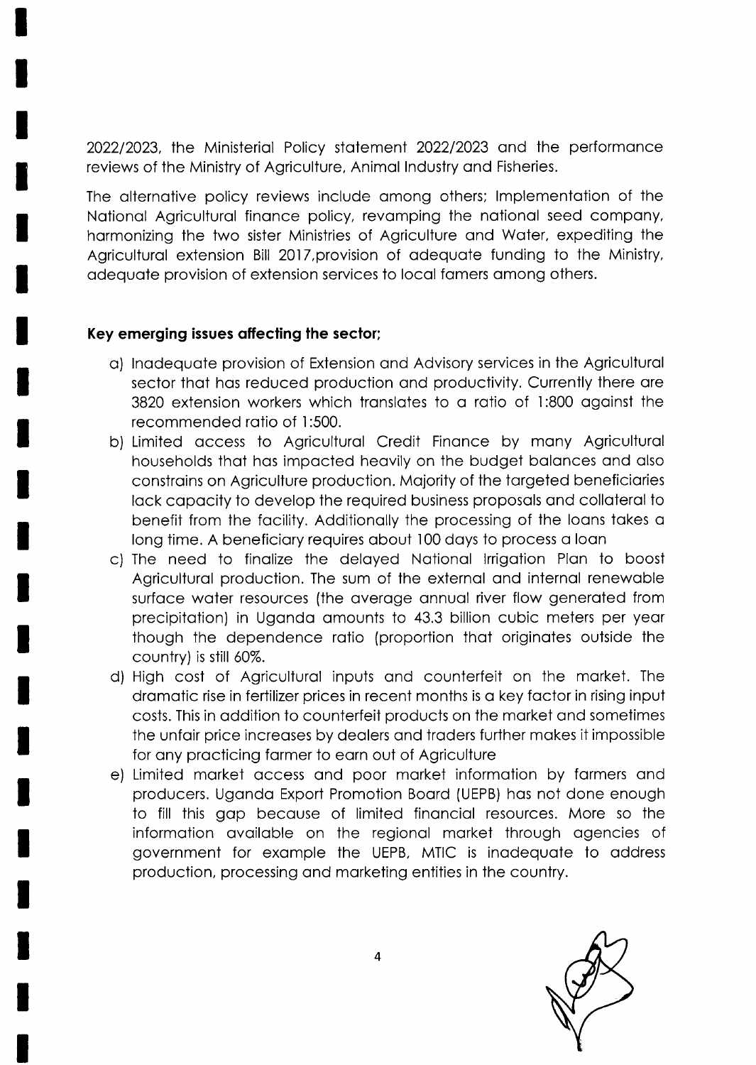2022/2023, the Ministerial Policy statement 2022/2023 and the performance reviews of the Ministry of Agriculture, Animal Industry and Fisheries.

The alternative policy reviews include among others; Implementation of the National Agricultural finance policy, revamping the national seed company, harmonizing the two sister Ministries of Agriculture and Water, expediting the Agricultural extension Bill 2017,provision of adequate funding to the Ministry, adequate provision of extension services to local famers among others.

**Key emerging issues affecting the sector;**

a) Inadequate provision of Extension and Advisory services in the Agricultural sector that has reduced production and productivity. Currently there are 3820 extension workers which translates to a ratio of 1:800 against the recommended ratio of 1:500.
b) Limited access to Agricultural Credit Finance by many Agricultural households that has impacted heavily on the budget balances and also constrains on Agriculture production. Majority of the targeted beneficiaries lack capacity to develop the required business proposals and collateral to benefit from the facility. Additionally the processing of the loans takes a long time. A beneficiary requires about 100 days to process a loan
c) The need to finalize the delayed National Irrigation Plan to boost Agricultural production. The sum of the external and internal renewable surface water resources (the average annual river flow generated from precipitation) in Uganda amounts to 43.3 billion cubic meters per year though the dependence ratio (proportion that originates outside the country) is still 60%.
d) High cost of Agricultural inputs and counterfeit on the market. The dramatic rise in fertilizer prices in recent months is a key factor in rising input costs. This in addition to counterfeit products on the market and sometimes the unfair price increases by dealers and traders further makes it impossible for any practicing farmer to earn out of Agriculture
e) Limited market access and poor market information by farmers and producers. Uganda Export Promotion Board (UEPB) has not done enough to fill this gap because of limited financial resources. More so the information available on the regional market through agencies of government for example the UEPB, MTIC is inadequate to address production, processing and marketing entities in the country.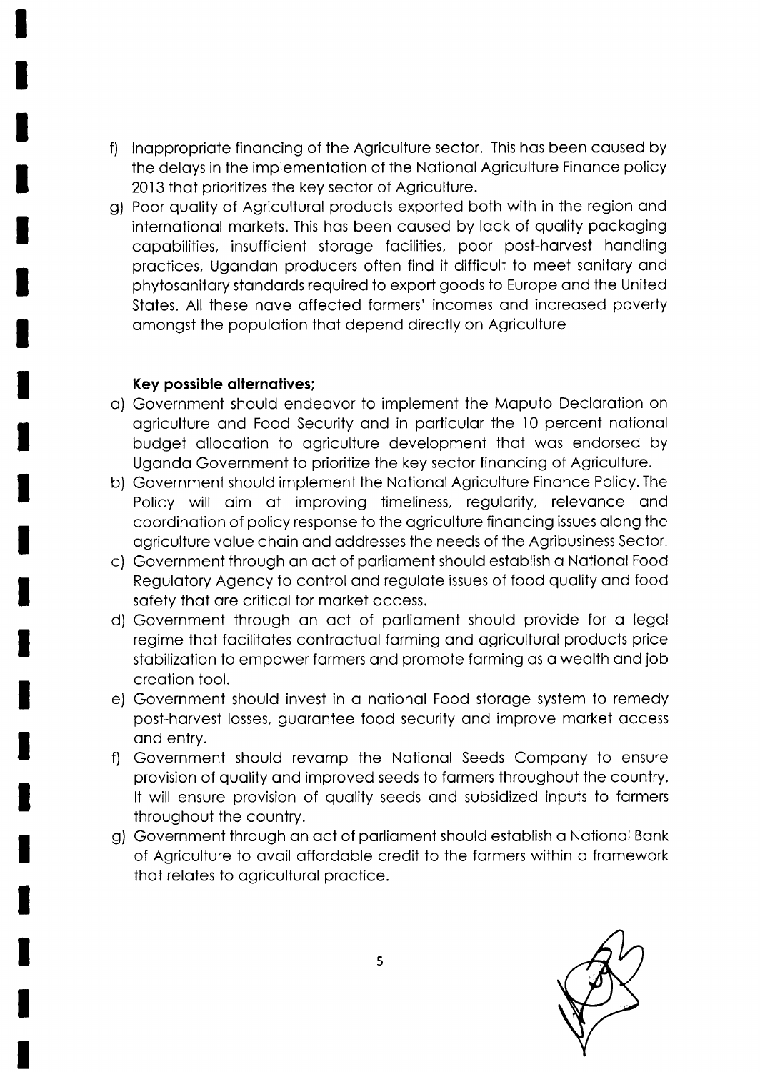f) Inappropriate financing of the Agriculture sector. This has been caused by the delays in the implementation of the National Agriculture Finance policy 2013 that prioritizes the key sector of Agriculture.
g) Poor quality of Agricultural products exported both with in the region and international markets. This has been caused by lack of quality packaging capabilities, insufficient storage facilities, poor post-harvest handling practices, Ugandan producers often find it difficult to meet sanitary and phytosanitary standards required to export goods to Europe and the United States. All these have affected farmers' incomes and increased poverty amongst the population that depend directly on Agriculture

**Key possible alternatives;**

a) Government should endeavor to implement the Maputo Declaration on agriculture and Food Security and in particular the 10 percent national budget allocation to agriculture development that was endorsed by Uganda Government to prioritize the key sector financing of Agriculture.
b) Government should implement the National Agriculture Finance Policy. The Policy will aim at improving timeliness, regularity, relevance and coordination of policy response to the agriculture financing issues along the agriculture value chain and addresses the needs of the Agribusiness Sector.
c) Government through an act of parliament should establish a National Food Regulatory Agency to control and regulate issues of food quality and food safety that are critical for market access.
d) Government through an act of parliament should provide for a legal regime that facilitates contractual farming and agricultural products price stabilization to empower farmers and promote farming as a wealth and job creation tool.
e) Government should invest in a national Food storage system to remedy post-harvest losses, guarantee food security and improve market access and entry.
f) Government should revamp the National Seeds Company to ensure provision of quality and improved seeds to farmers throughout the country. It will ensure provision of quality seeds and subsidized inputs to farmers throughout the country.
g) Government through an act of parliament should establish a National Bank of Agriculture to avail affordable credit to the farmers within a framework that relates to agricultural practice.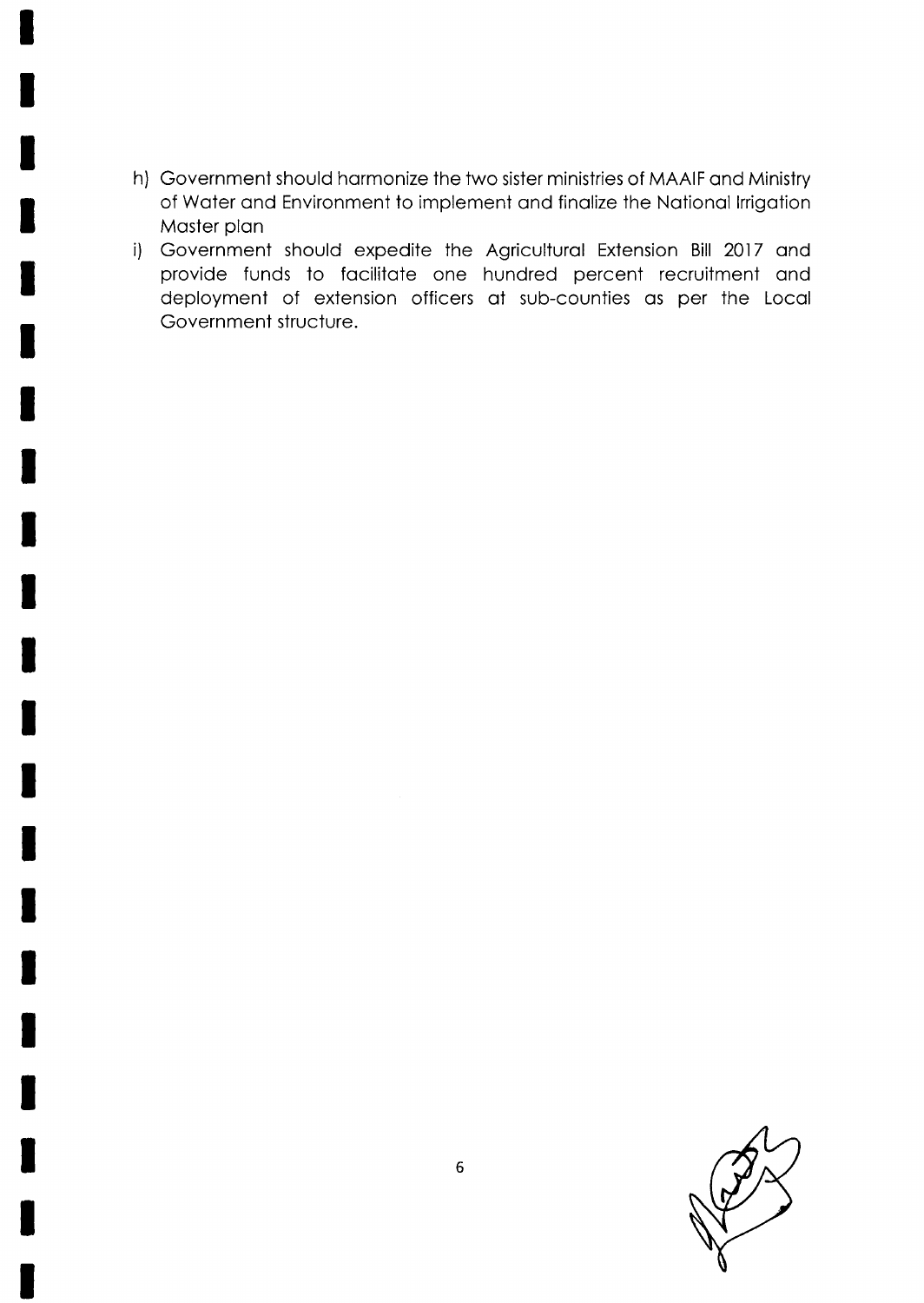h) Government should harmonize the two sister ministries of MAAIF and Ministry of Water and Environment to implement and finalize the National Irrigation Master plan

i) Government should expedite the Agricultural Extension Bill 2017 and provide funds to facilitate one hundred percent recruitment and deployment of extension officers at sub-counties as per the Local Government structure.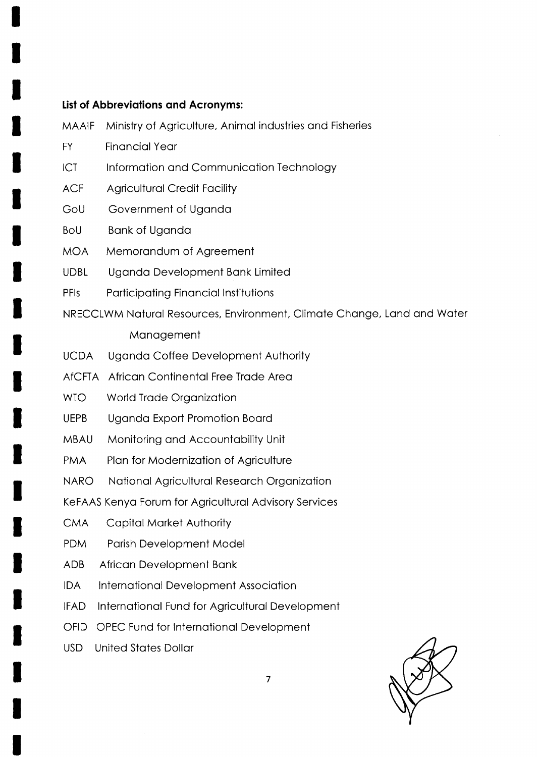**List of Abbreviations and Acronyms:**

MAAIF Ministry of Agriculture, Animal industries and Fisheries

FY Financial Year

ICT Information and Communication Technology

ACF Agricultural Credit Facility

GoU Government of Uganda

BoU Bank of Uganda

MOA Memorandum of Agreement

UDBL Uganda Development Bank Limited

PFIs Participating Financial Institutions

NRECCLWM Natural Resources, Environment, Climate Change, Land and Water Management

UCDA Uganda Coffee Development Authority

AfCFTA African Continental Free Trade Area

WTO World Trade Organization

UEPB Uganda Export Promotion Board

MBAU Monitoring and Accountability Unit

PMA Plan for Modernization of Agriculture

NARO National Agricultural Research Organization

KeFAAS Kenya Forum for Agricultural Advisory Services

CMA Capital Market Authority

PDM Parish Development Model

ADB African Development Bank

IDA International Development Association

IFAD International Fund for Agricultural Development

OFID OPEC Fund for International Development

USD United States Dollar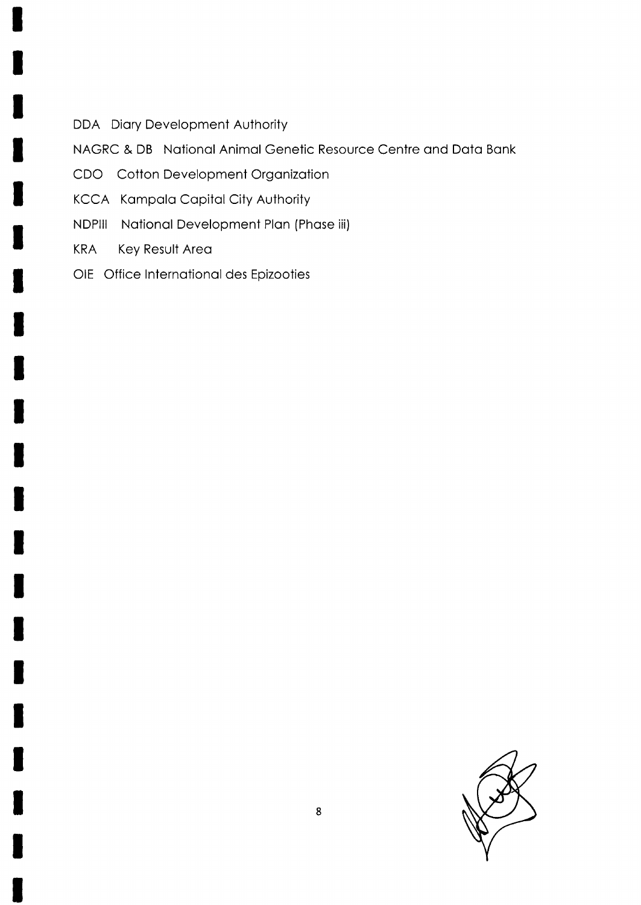DDA Diary Development Authority

NAGRC & DB National Animal Genetic Resource Centre and Data Bank

CDO Cotton Development Organization

KCCA Kampala Capital City Authority

NDPIII National Development Plan (Phase iii)

KRA Key Result Area

OIE Office International des Epizooties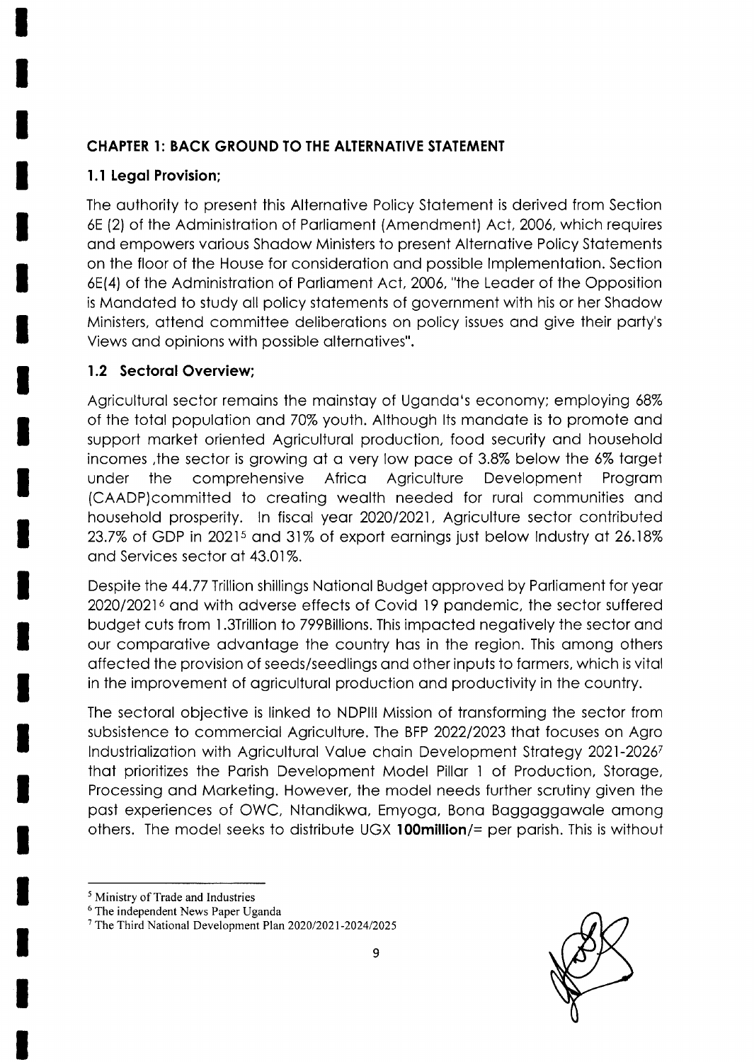## CHAPTER 1: BACK GROUND TO THE ALTERNATIVE STATEMENT

### 1.1 Legal Provision;

The authority to present this Alternative Policy Statement is derived from Section 6E (2) of the Administration of Parliament (Amendment) Act, 2006, which requires and empowers various Shadow Ministers to present Alternative Policy Statements on the floor of the House for consideration and possible Implementation. Section 6E(4) of the Administration of Parliament Act, 2006, "the Leader of the Opposition is Mandated to study all policy statements of government with his or her Shadow Ministers, attend committee deliberations on policy issues and give their party's Views and opinions with possible alternatives".

### 1.2 Sectoral Overview;

Agricultural sector remains the mainstay of Uganda's economy; employing 68% of the total population and 70% youth. Although Its mandate is to promote and support market oriented Agricultural production, food security and household incomes ,the sector is growing at a very low pace of 3.8% below the 6% target under the comprehensive Africa Agriculture Development Program (CAADP)committed to creating wealth needed for rural communities and household prosperity. In fiscal year 2020/2021, Agriculture sector contributed 23.7% of GDP in 2021[5] and 31% of export earnings just below Industry at 26.18% and Services sector at 43.01%.

Despite the 44.77 Trillion shillings National Budget approved by Parliament for year 2020/2021[6] and with adverse effects of Covid 19 pandemic, the sector suffered budget cuts from 1.3Trillion to 799Billions. This impacted negatively the sector and our comparative advantage the country has in the region. This among others affected the provision of seeds/seedlings and other inputs to farmers, which is vital in the improvement of agricultural production and productivity in the country.

The sectoral objective is linked to NDPIII Mission of transforming the sector from subsistence to commercial Agriculture. The BFP 2022/2023 that focuses on Agro Industrialization with Agricultural Value chain Development Strategy 2021-2026[7] that prioritizes the Parish Development Model Pillar 1 of Production, Storage, Processing and Marketing. However, the model needs further scrutiny given the past experiences of OWC, Ntandikwa, Emyoga, Bona Baggagawale among others. The model seeks to distribute UGX **100million/=** per parish. This is without

---

[5] Ministry of Trade and Industries

[6] The independent News Paper Uganda

[7] The Third National Development Plan 2020/2021-2024/2025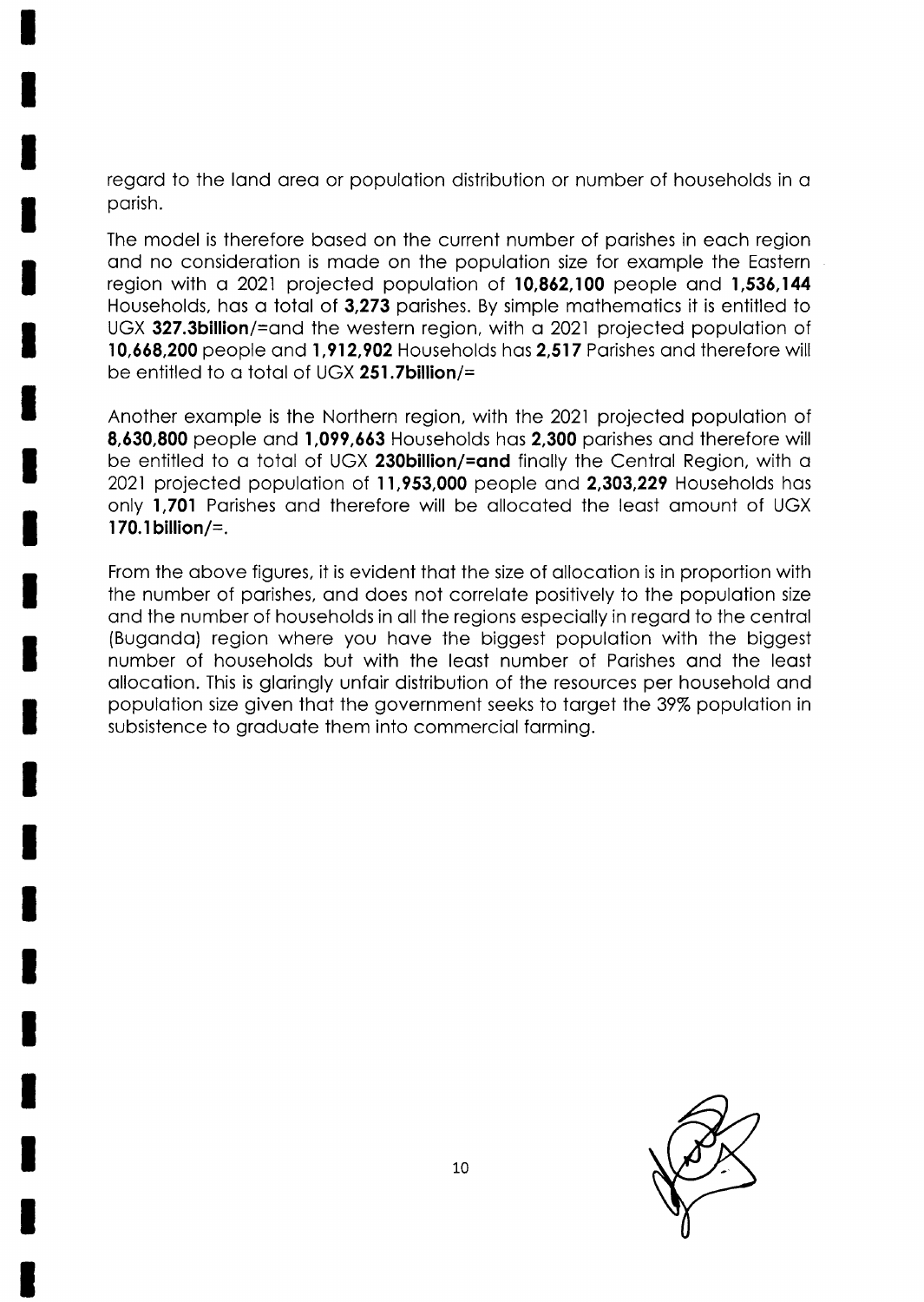regard to the land area or population distribution or number of households in a parish.

The model is therefore based on the current number of parishes in each region and no consideration is made on the population size for example the Eastern region with a 2021 projected population of **10,862,100** people and **1,536,144** Households, has a total of **3,273** parishes. By simple mathematics it is entitled to UGX **327.3billion**/=and the western region, with a 2021 projected population of **10,668,200** people and **1,912,902** Households has **2,517** Parishes and therefore will be entitled to a total of UGX **251.7billion/=**

Another example is the Northern region, with the 2021 projected population of **8,630,800** people and **1,099,663** Households has **2,300** parishes and therefore will be entitled to a total of UGX **230billion/=and** finally the Central Region, with a 2021 projected population of **11,953,000** people and **2,303,229** Households has only **1,701** Parishes and therefore will be allocated the least amount of UGX **170.1billion/=**.

From the above figures, it is evident that the size of allocation is in proportion with the number of parishes, and does not correlate positively to the population size and the number of households in all the regions especially in regard to the central (Buganda) region where you have the biggest population with the biggest number of households but with the least number of Parishes and the least allocation. This is glaringly unfair distribution of the resources per household and population size given that the government seeks to target the 39% population in subsistence to graduate them into commercial farming.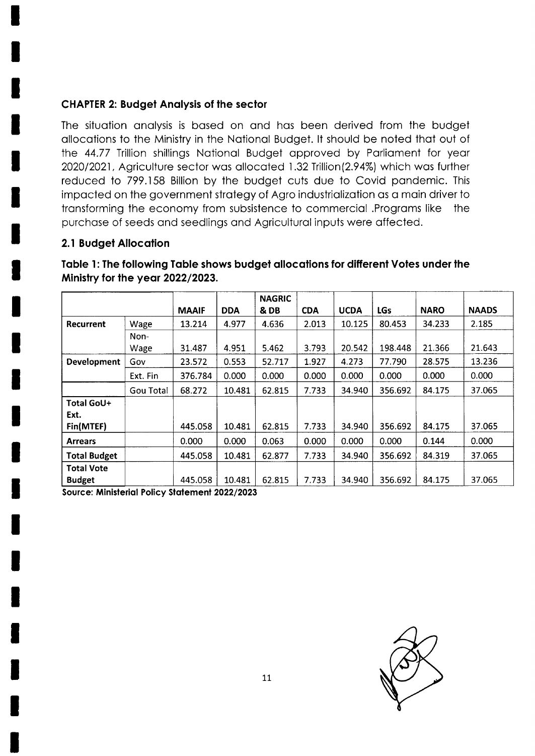### CHAPTER 2: Budget Analysis of the sector

The situation analysis is based on and has been derived from the budget allocations to the Ministry in the National Budget. It should be noted that out of the 44.77 Trillion shillings National Budget approved by Parliament for year 2020/2021, Agriculture sector was allocated 1.32 Trillion(2.94%) which was further reduced to 799.158 Billion by the budget cuts due to Covid pandemic. This impacted on the government strategy of Agro industrialization as a main driver to transforming the economy from subsistence to commercial .Programs like the purchase of seeds and seedlings and Agricultural inputs were affected.

### 2.1 Budget Allocation

**Table 1: The following Table shows budget allocations for different Votes under the Ministry for the year 2022/2023.**

| | | MAAIF | DDA | NAGRIC & DB | CDA | UCDA | LGs | NARO | NAADS |
|---|---|---|---|---|---|---|---|---|---|
| **Recurrent** | Wage | 13.214 | 4.977 | 4.636 | 2.013 | 10.125 | 80.453 | 34.233 | 2.185 |
| | Non-Wage | 31.487 | 4.951 | 5.462 | 3.793 | 20.542 | 198.448 | 21.366 | 21.643 |
| **Development** | Gov | 23.572 | 0.553 | 52.717 | 1.927 | 4.273 | 77.790 | 28.575 | 13.236 |
| | Ext. Fin | 376.784 | 0.000 | 0.000 | 0.000 | 0.000 | 0.000 | 0.000 | 0.000 |
| | Gou Total | 68.272 | 10.481 | 62.815 | 7.733 | 34.940 | 356.692 | 84.175 | 37.065 |
| **Total GoU+ Ext. Fin(MTEF)** | | 445.058 | 10.481 | 62.815 | 7.733 | 34.940 | 356.692 | 84.175 | 37.065 |
| **Arrears** | | 0.000 | 0.000 | 0.063 | 0.000 | 0.000 | 0.000 | 0.144 | 0.000 |
| **Total Budget** | | 445.058 | 10.481 | 62.877 | 7.733 | 34.940 | 356.692 | 84.319 | 37.065 |
| **Total Vote Budget** | | 445.058 | 10.481 | 62.815 | 7.733 | 34.940 | 356.692 | 84.175 | 37.065 |

**Source: Ministerial Policy Statement 2022/2023**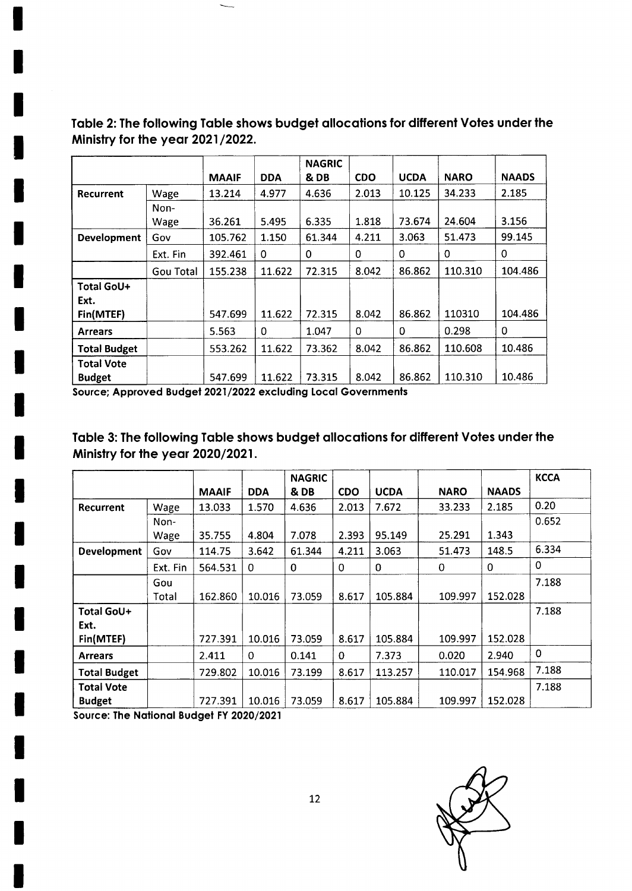**Table 2: The following Table shows budget allocations for different Votes under the Ministry for the year 2021/2022.**

| | | MAAIF | DDA | NAGRIC & DB | CDO | UCDA | NARO | NAADS |
|---|---|---|---|---|---|---|---|---|
| Recurrent | Wage | 13.214 | 4.977 | 4.636 | 2.013 | 10.125 | 34.233 | 2.185 |
| | Non-Wage | 36.261 | 5.495 | 6.335 | 1.818 | 73.674 | 24.604 | 3.156 |
| Development | Gov | 105.762 | 1.150 | 61.344 | 4.211 | 3.063 | 51.473 | 99.145 |
| | Ext. Fin | 392.461 | 0 | 0 | 0 | 0 | 0 | 0 |
| | Gou Total | 155.238 | 11.622 | 72.315 | 8.042 | 86.862 | 110.310 | 104.486 |
| Total GoU+ Ext. Fin(MTEF) | | 547.699 | 11.622 | 72.315 | 8.042 | 86.862 | 110310 | 104.486 |
| Arrears | | 5.563 | 0 | 1.047 | 0 | 0 | 0.298 | 0 |
| Total Budget | | 553.262 | 11.622 | 73.362 | 8.042 | 86.862 | 110.608 | 10.486 |
| Total Vote Budget | | 547.699 | 11.622 | 73.315 | 8.042 | 86.862 | 110.310 | 10.486 |

**Source; Approved Budget 2021/2022 excluding Local Governments**

**Table 3: The following Table shows budget allocations for different Votes under the Ministry for the year 2020/2021.**

| | | MAAIF | DDA | NAGRIC & DB | CDO | UCDA | NARO | NAADS | KCCA |
|---|---|---|---|---|---|---|---|---|---|
| Recurrent | Wage | 13.033 | 1.570 | 4.636 | 2.013 | 7.672 | 33.233 | 2.185 | 0.20 |
| | Non-Wage | 35.755 | 4.804 | 7.078 | 2.393 | 95.149 | 25.291 | 1.343 | 0.652 |
| Development | Gov | 114.75 | 3.642 | 61.344 | 4.211 | 3.063 | 51.473 | 148.5 | 6.334 |
| | Ext. Fin | 564.531 | 0 | 0 | 0 | 0 | 0 | 0 | 0 |
| | Gou Total | 162.860 | 10.016 | 73.059 | 8.617 | 105.884 | 109.997 | 152.028 | 7.188 |
| Total GoU+ Ext. Fin(MTEF) | | 727.391 | 10.016 | 73.059 | 8.617 | 105.884 | 109.997 | 152.028 | 7.188 |
| Arrears | | 2.411 | 0 | 0.141 | 0 | 7.373 | 0.020 | 2.940 | 0 |
| Total Budget | | 729.802 | 10.016 | 73.199 | 8.617 | 113.257 | 110.017 | 154.968 | 7.188 |
| Total Vote Budget | | 727.391 | 10.016 | 73.059 | 8.617 | 105.884 | 109.997 | 152.028 | 7.188 |

**Source: The National Budget FY 2020/2021**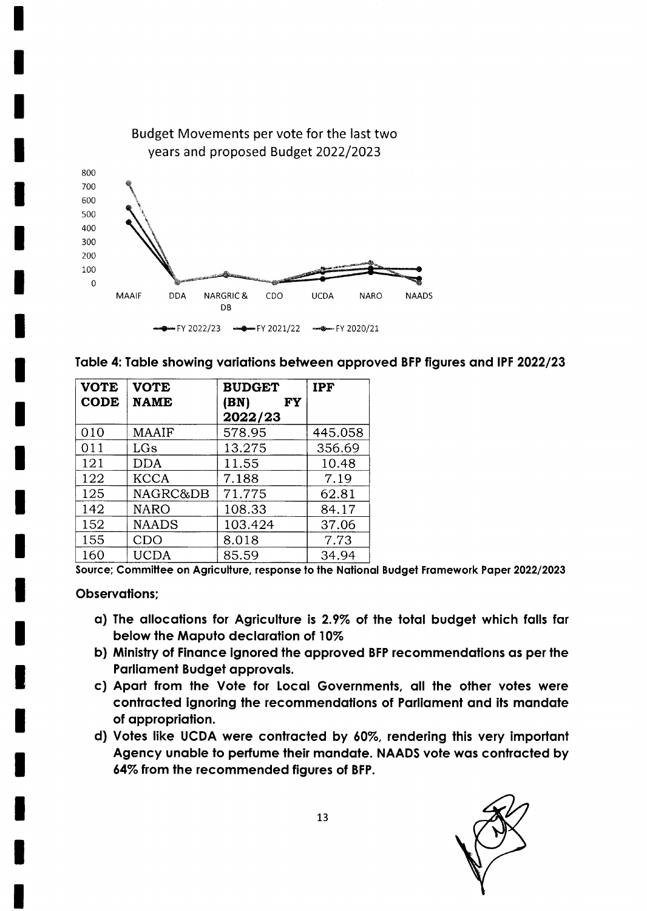Budget Movements per vote for the last two years and proposed Budget 2022/2023

**Table 4: Table showing variations between approved BFP figures and IPF 2022/23**

| VOTE CODE | VOTE NAME | BUDGET (BN) FY 2022/23 | IPF |
|---|---|---|---|
| 010 | MAAIF | 578.95 | 445.058 |
| 011 | LGs | 13.275 | 356.69 |
| 121 | DDA | 11.55 | 10.48 |
| 122 | KCCA | 7.188 | 7.19 |
| 125 | NAGRC&DB | 71.775 | 62.81 |
| 142 | NARO | 108.33 | 84.17 |
| 152 | NAADS | 103.424 | 37.06 |
| 155 | CDO | 8.018 | 7.73 |
| 160 | UCDA | 85.59 | 34.94 |

**Source; Committee on Agriculture, response to the National Budget Framework Paper 2022/2023**

**Observations;**

a) **The allocations for Agriculture is 2.9% of the total budget which falls far below the Maputo declaration of 10%**
b) **Ministry of Finance ignored the approved BFP recommendations as per the Parliament Budget approvals.**
c) **Apart from the Vote for Local Governments, all the other votes were contracted ignoring the recommendations of Parliament and its mandate of appropriation.**
d) **Votes like UCDA were contracted by 60%, rendering this very important Agency unable to perfume their mandate. NAADS vote was contracted by 64% from the recommended figures of BFP.**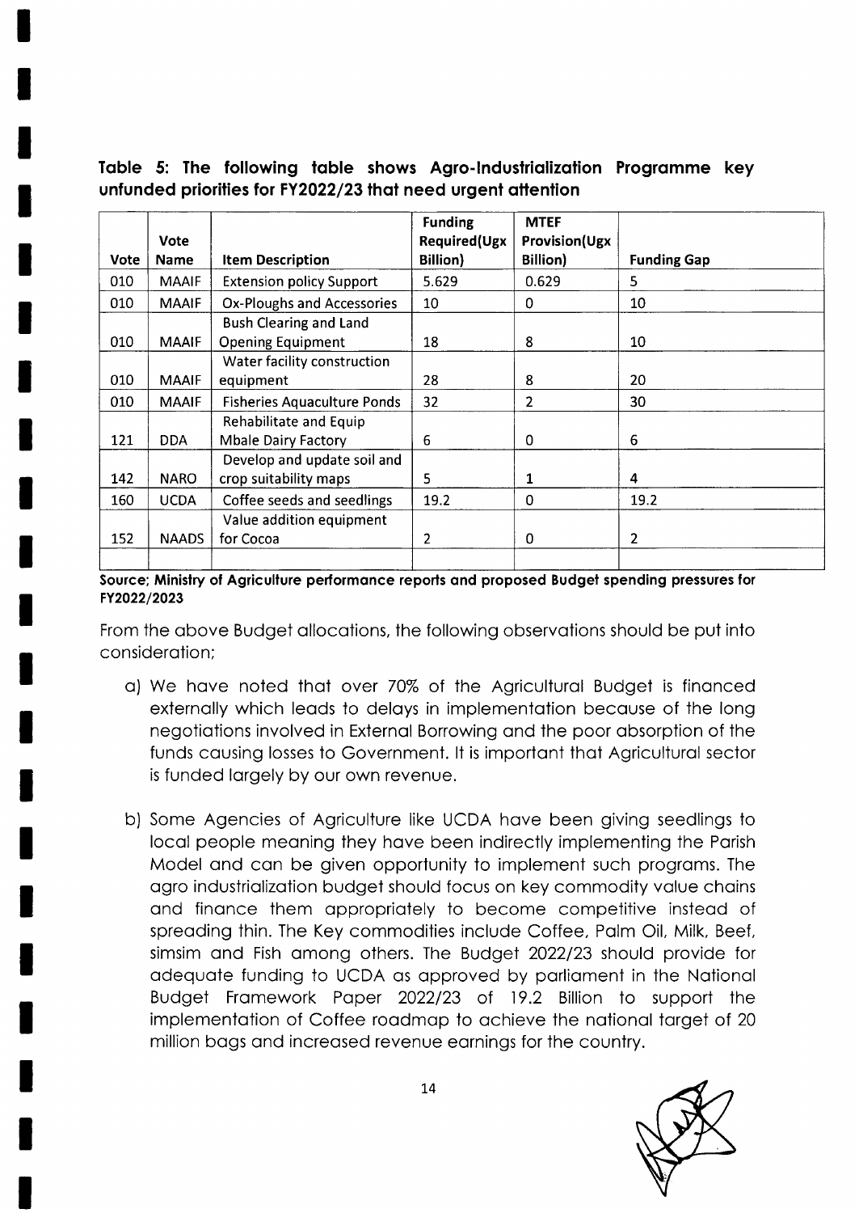**Table 5: The following table shows Agro-Industrialization Programme key unfunded priorities for FY2022/23 that need urgent attention**

| Vote | Vote Name | Item Description | Funding Required(Ugx Billion) | MTEF Provision(Ugx Billion) | Funding Gap |
|---|---|---|---|---|---|
| 010 | MAAIF | Extension policy Support | 5.629 | 0.629 | 5 |
| 010 | MAAIF | Ox-Ploughs and Accessories | 10 | 0 | 10 |
| 010 | MAAIF | Bush Clearing and Land Opening Equipment | 18 | 8 | 10 |
| 010 | MAAIF | Water facility construction equipment | 28 | 8 | 20 |
| 010 | MAAIF | Fisheries Aquaculture Ponds | 32 | 2 | 30 |
| 121 | DDA | Rehabilitate and Equip Mbale Dairy Factory | 6 | 0 | 6 |
| 142 | NARO | Develop and update soil and crop suitability maps | 5 | 1 | 4 |
| 160 | UCDA | Coffee seeds and seedlings | 19.2 | 0 | 19.2 |
| 152 | NAADS | Value addition equipment for Cocoa | 2 | 0 | 2 |
| | | | | | |

**Source; Ministry of Agriculture performance reports and proposed Budget spending pressures for FY2022/2023**

From the above Budget allocations, the following observations should be put into consideration;

a) We have noted that over 70% of the Agricultural Budget is financed externally which leads to delays in implementation because of the long negotiations involved in External Borrowing and the poor absorption of the funds causing losses to Government. It is important that Agricultural sector is funded largely by our own revenue.

b) Some Agencies of Agriculture like UCDA have been giving seedlings to local people meaning they have been indirectly implementing the Parish Model and can be given opportunity to implement such programs. The agro industrialization budget should focus on key commodity value chains and finance them appropriately to become competitive instead of spreading thin. The Key commodities include Coffee, Palm Oil, Milk, Beef, simsim and Fish among others. The Budget 2022/23 should provide for adequate funding to UCDA as approved by parliament in the National Budget Framework Paper 2022/23 of 19.2 Billion to support the implementation of Coffee roadmap to achieve the national target of 20 million bags and increased revenue earnings for the country.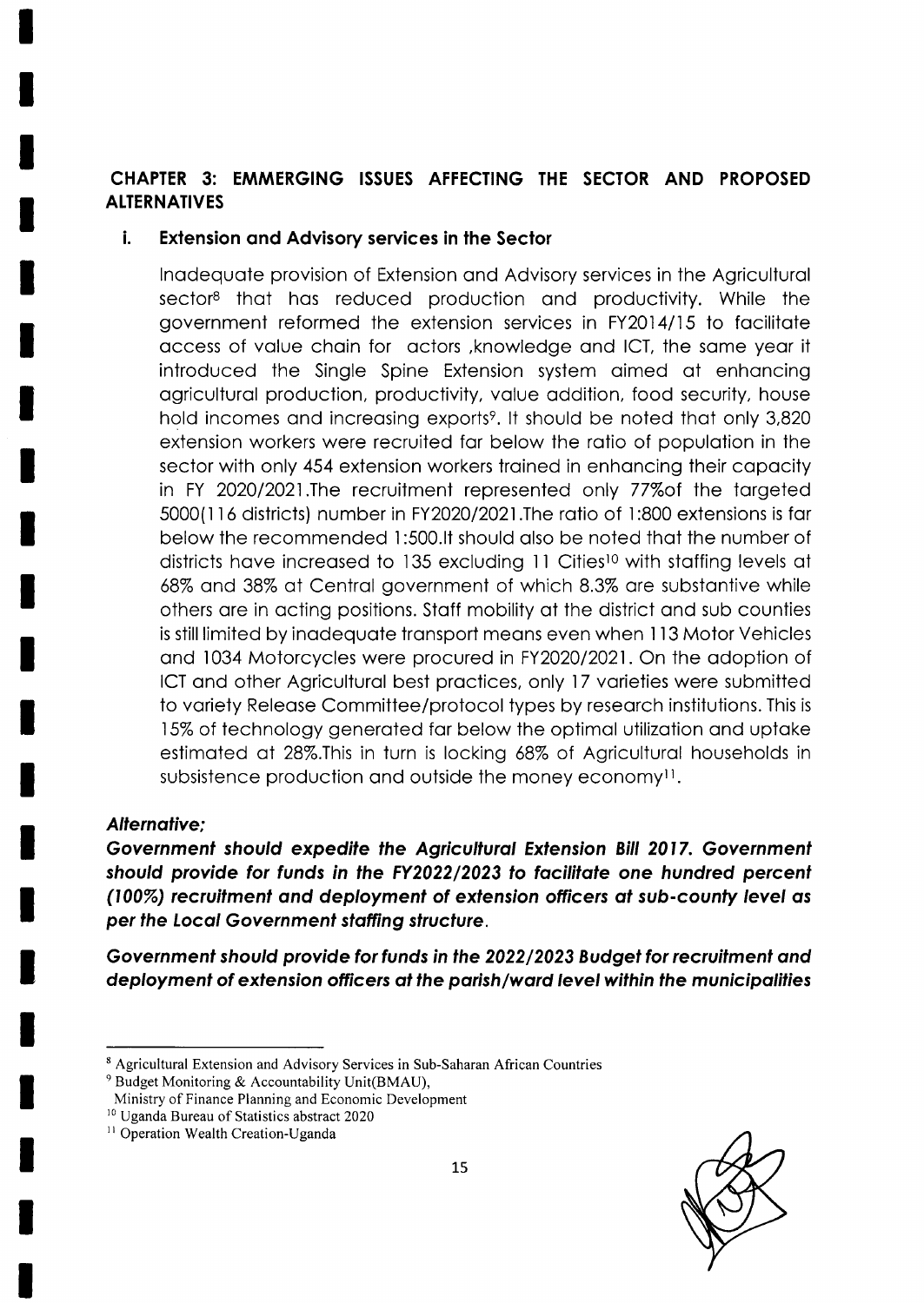## CHAPTER 3: EMMERGING ISSUES AFFECTING THE SECTOR AND PROPOSED ALTERNATIVES

### i. Extension and Advisory services in the Sector

Inadequate provision of Extension and Advisory services in the Agricultural sector[8] that has reduced production and productivity. While the government reformed the extension services in FY2014/15 to facilitate access of value chain for actors ,knowledge and ICT, the same year it introduced the Single Spine Extension system aimed at enhancing agricultural production, productivity, value addition, food security, house hold incomes and increasing exports[9]. It should be noted that only 3,820 extension workers were recruited far below the ratio of population in the sector with only 454 extension workers trained in enhancing their capacity in FY 2020/2021.The recruitment represented only 77%of the targeted 5000(116 districts) number in FY2020/2021.The ratio of 1:800 extensions is far below the recommended 1:500.It should also be noted that the number of districts have increased to 135 excluding 11 Cities[10] with staffing levels at 68% and 38% at Central government of which 8.3% are substantive while others are in acting positions. Staff mobility at the district and sub counties is still limited by inadequate transport means even when 113 Motor Vehicles and 1034 Motorcycles were procured in FY2020/2021. On the adoption of ICT and other Agricultural best practices, only 17 varieties were submitted to variety Release Committee/protocol types by research institutions. This is 15% of technology generated far below the optimal utilization and uptake estimated at 28%.This in turn is locking 68% of Agricultural households in subsistence production and outside the money economy[11].

***Alternative;***

***Government should expedite the Agricultural Extension Bill 2017. Government should provide for funds in the FY2022/2023 to facilitate one hundred percent (100%) recruitment and deployment of extension officers at sub-county level as per the Local Government staffing structure.***

***Government should provide for funds in the 2022/2023 Budget for recruitment and deployment of extension officers at the parish/ward level within the municipalities***

---

[8] Agricultural Extension and Advisory Services in Sub-Saharan African Countries

[9] Budget Monitoring & Accountability Unit(BMAU), Ministry of Finance Planning and Economic Development

[10] Uganda Bureau of Statistics abstract 2020

[11] Operation Wealth Creation-Uganda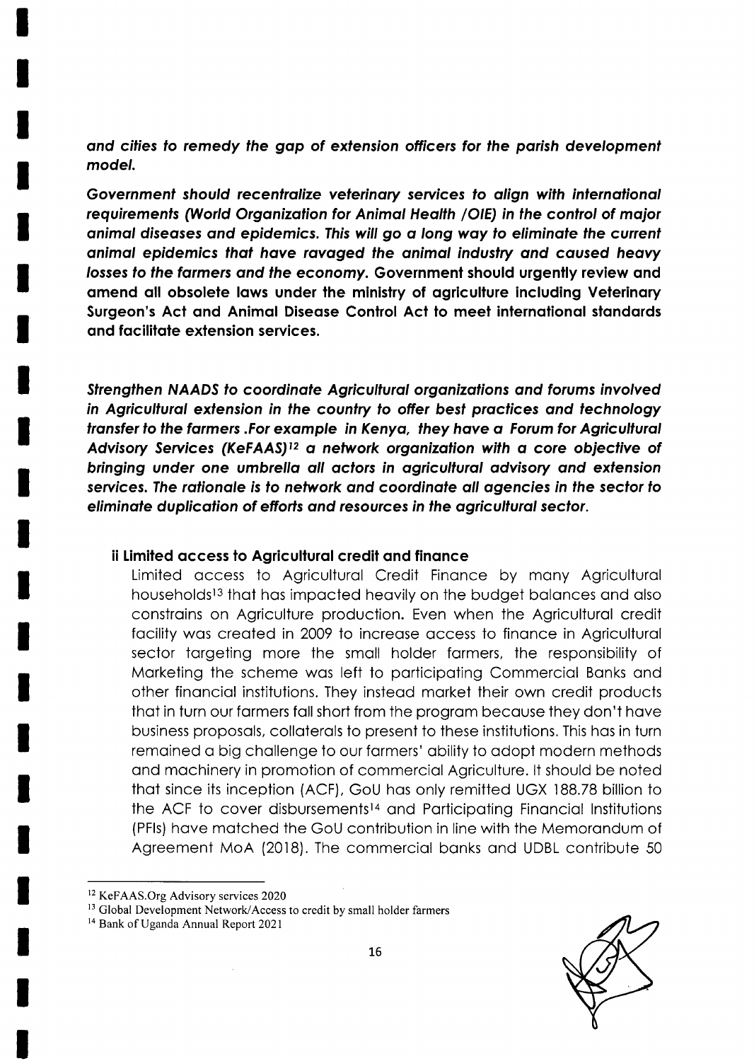***and cities to remedy the gap of extension officers for the parish development model.***

***Government should recentralize veterinary services to align with international requirements (World Organization for Animal Health /OIE) in the control of major animal diseases and epidemics. This will go a long way to eliminate the current animal epidemics that have ravaged the animal industry and caused heavy losses to the farmers and the economy.*** **Government should urgently review and amend all obsolete laws under the ministry of agriculture including Veterinary Surgeon's Act and Animal Disease Control Act to meet international standards and facilitate extension services.**

***Strengthen NAADS to coordinate Agricultural organizations and forums involved in Agricultural extension in the country to offer best practices and technology transfer to the farmers .For example in Kenya, they have a Forum for Agricultural Advisory Services (KeFAAS)[12] a network organization with a core objective of bringing under one umbrella all actors in agricultural advisory and extension services. The rationale is to network and coordinate all agencies in the sector to eliminate duplication of efforts and resources in the agricultural sector.***

**ii Limited access to Agricultural credit and finance**

Limited access to Agricultural Credit Finance by many Agricultural households[13] that has impacted heavily on the budget balances and also constrains on Agriculture production. Even when the Agricultural credit facility was created in 2009 to increase access to finance in Agricultural sector targeting more the small holder farmers, the responsibility of Marketing the scheme was left to participating Commercial Banks and other financial institutions. They instead market their own credit products that in turn our farmers fall short from the program because they don't have business proposals, collaterals to present to these institutions. This has in turn remained a big challenge to our farmers' ability to adopt modern methods and machinery in promotion of commercial Agriculture. It should be noted that since its inception (ACF), GoU has only remitted UGX 188.78 billion to the ACF to cover disbursements[14] and Participating Financial Institutions (PFIs) have matched the GoU contribution in line with the Memorandum of Agreement MoA (2018). The commercial banks and UDBL contribute 50

[12] KeFAAS.Org Advisory services 2020

[13] Global Development Network/Access to credit by small holder farmers

[14] Bank of Uganda Annual Report 2021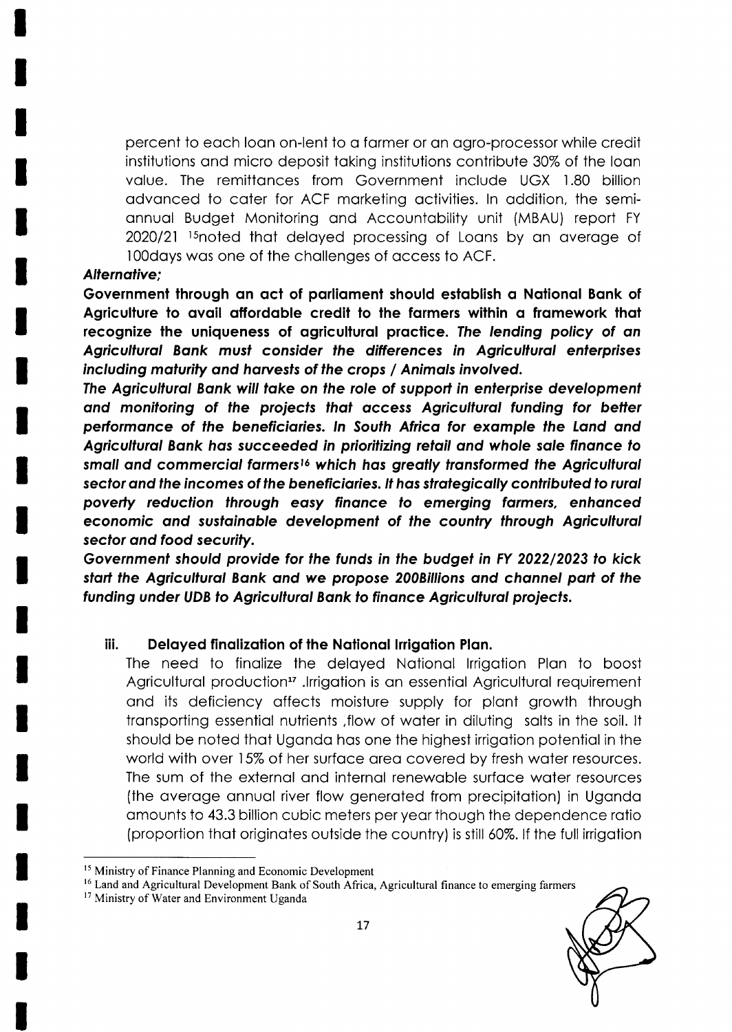percent to each loan on-lent to a farmer or an agro-processor while credit institutions and micro deposit taking institutions contribute 30% of the loan value. The remittances from Government include UGX 1.80 billion advanced to cater for ACF marketing activities. In addition, the semi-annual Budget Monitoring and Accountability unit (MBAU) report FY 2020/21 [15]noted that delayed processing of Loans by an average of 100days was one of the challenges of access to ACF.

***Alternative;***

**Government through an act of parliament should establish a National Bank of Agriculture to avail affordable credit to the farmers within a framework that recognize the uniqueness of agricultural practice.** ***The lending policy of an Agricultural Bank must consider the differences in Agricultural enterprises including maturity and harvests of the crops / Animals involved.***

***The Agricultural Bank will take on the role of support in enterprise development and monitoring of the projects that access Agricultural funding for better performance of the beneficiaries. In South Africa for example the Land and Agricultural Bank has succeeded in prioritizing retail and whole sale finance to small and commercial farmers[16] which has greatly transformed the Agricultural sector and the incomes of the beneficiaries. It has strategically contributed to rural poverty reduction through easy finance to emerging farmers, enhanced economic and sustainable development of the country through Agricultural sector and food security.***

***Government should provide for the funds in the budget in FY 2022/2023 to kick start the Agricultural Bank and we propose 200Billions and channel part of the funding under UDB to Agricultural Bank to finance Agricultural projects.***

**iii. Delayed finalization of the National Irrigation Plan.**

The need to finalize the delayed National Irrigation Plan to boost Agricultural production[17] .Irrigation is an essential Agricultural requirement and its deficiency affects moisture supply for plant growth through transporting essential nutrients ,flow of water in diluting salts in the soil. It should be noted that Uganda has one the highest irrigation potential in the world with over 15% of her surface area covered by fresh water resources. The sum of the external and internal renewable surface water resources (the average annual river flow generated from precipitation) in Uganda amounts to 43.3 billion cubic meters per year though the dependence ratio (proportion that originates outside the country) is still 60%. If the full irrigation

---

[15] Ministry of Finance Planning and Economic Development

[16] Land and Agricultural Development Bank of South Africa, Agricultural finance to emerging farmers

[17] Ministry of Water and Environment Uganda